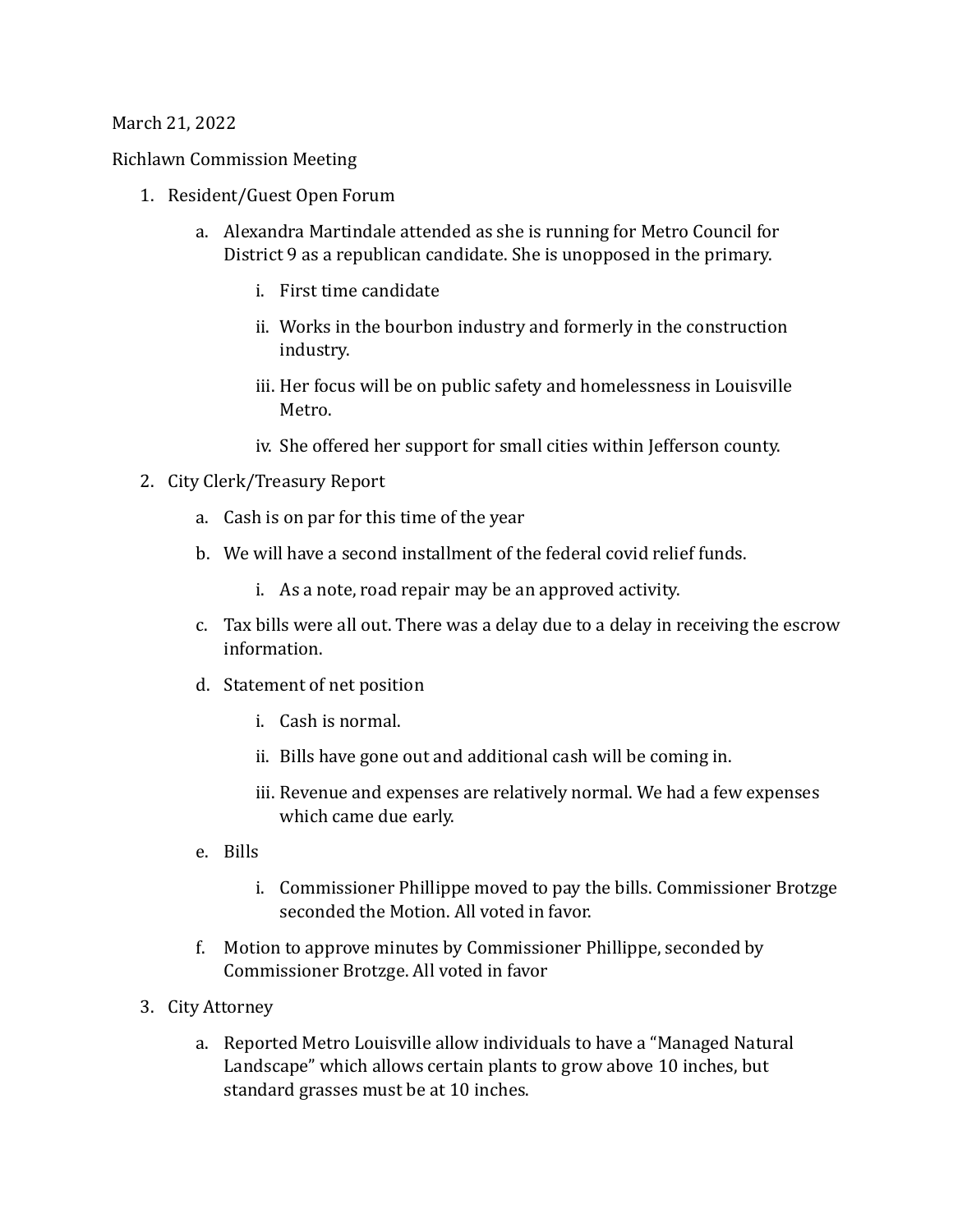March 21, 2022

Richlawn Commission Meeting

1. Resident/Guest Open Forum
   a. Alexandra Martindale attended as she is running for Metro Council for District 9 as a republican candidate. She is unopposed in the primary.
      i. First time candidate
      ii. Works in the bourbon industry and formerly in the construction industry.
      iii. Her focus will be on public safety and homelessness in Louisville Metro.
      iv. She offered her support for small cities within Jefferson county.
2. City Clerk/Treasury Report
   a. Cash is on par for this time of the year
   b. We will have a second installment of the federal covid relief funds.
      i. As a note, road repair may be an approved activity.
   c. Tax bills were all out. There was a delay due to a delay in receiving the escrow information.
   d. Statement of net position
      i. Cash is normal.
      ii. Bills have gone out and additional cash will be coming in.
      iii. Revenue and expenses are relatively normal. We had a few expenses which came due early.
   e. Bills
      i. Commissioner Phillippe moved to pay the bills. Commissioner Brotzge seconded the Motion. All voted in favor.
   f. Motion to approve minutes by Commissioner Phillippe, seconded by Commissioner Brotzge. All voted in favor
3. City Attorney
   a. Reported Metro Louisville allow individuals to have a "Managed Natural Landscape" which allows certain plants to grow above 10 inches, but standard grasses must be at 10 inches.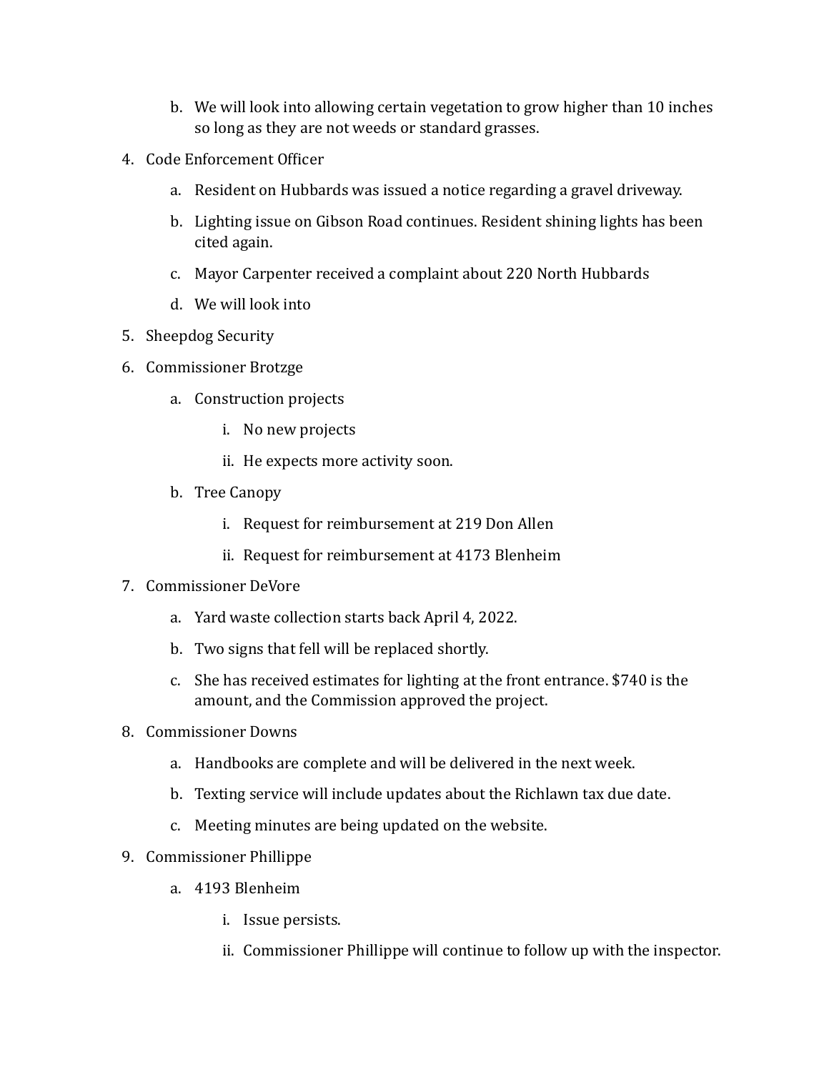b. We will look into allowing certain vegetation to grow higher than 10 inches so long as they are not weeds or standard grasses.

4. Code Enforcement Officer
   a. Resident on Hubbards was issued a notice regarding a gravel driveway.
   b. Lighting issue on Gibson Road continues. Resident shining lights has been cited again.
   c. Mayor Carpenter received a complaint about 220 North Hubbards
   d. We will look into
5. Sheepdog Security
6. Commissioner Brotzge
   a. Construction projects
      i. No new projects
      ii. He expects more activity soon.
   b. Tree Canopy
      i. Request for reimbursement at 219 Don Allen
      ii. Request for reimbursement at 4173 Blenheim
7. Commissioner DeVore
   a. Yard waste collection starts back April 4, 2022.
   b. Two signs that fell will be replaced shortly.
   c. She has received estimates for lighting at the front entrance. $740 is the amount, and the Commission approved the project.
8. Commissioner Downs
   a. Handbooks are complete and will be delivered in the next week.
   b. Texting service will include updates about the Richlawn tax due date.
   c. Meeting minutes are being updated on the website.
9. Commissioner Phillippe
   a. 4193 Blenheim
      i. Issue persists.
      ii. Commissioner Phillippe will continue to follow up with the inspector.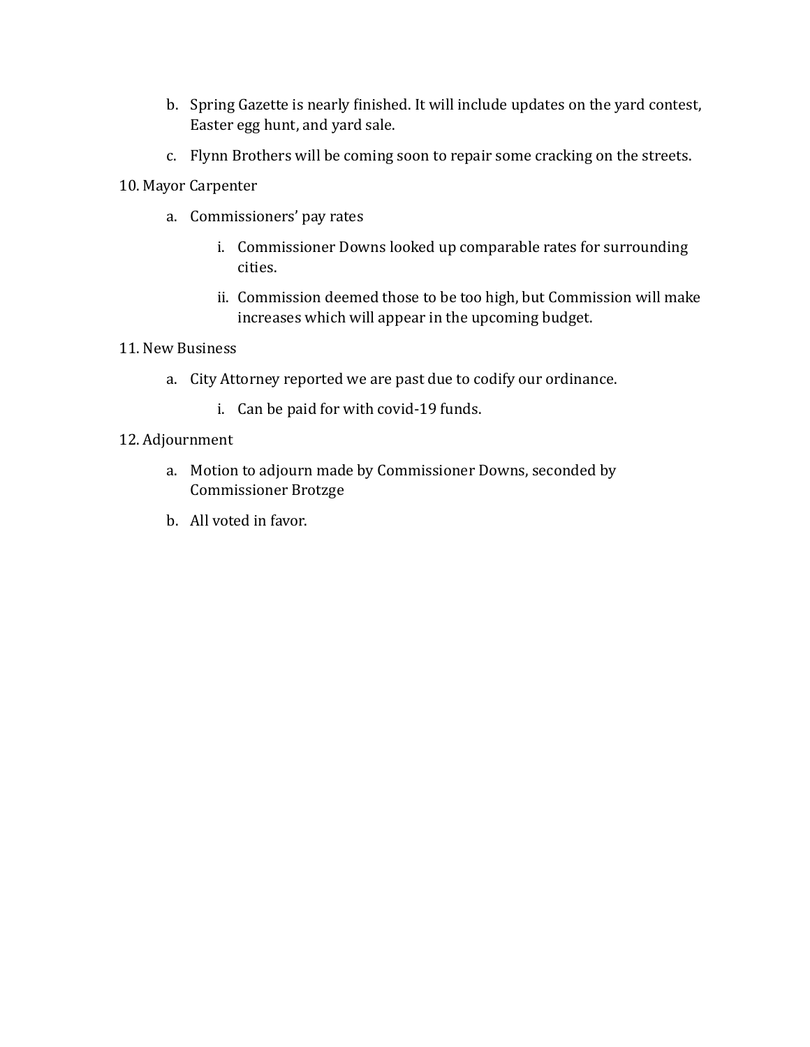b. Spring Gazette is nearly finished. It will include updates on the yard contest, Easter egg hunt, and yard sale.

c. Flynn Brothers will be coming soon to repair some cracking on the streets.

10. Mayor Carpenter

    a. Commissioners' pay rates

        i. Commissioner Downs looked up comparable rates for surrounding cities.

        ii. Commission deemed those to be too high, but Commission will make increases which will appear in the upcoming budget.

11. New Business

    a. City Attorney reported we are past due to codify our ordinance.

        i. Can be paid for with covid-19 funds.

12. Adjournment

    a. Motion to adjourn made by Commissioner Downs, seconded by Commissioner Brotzge

    b. All voted in favor.